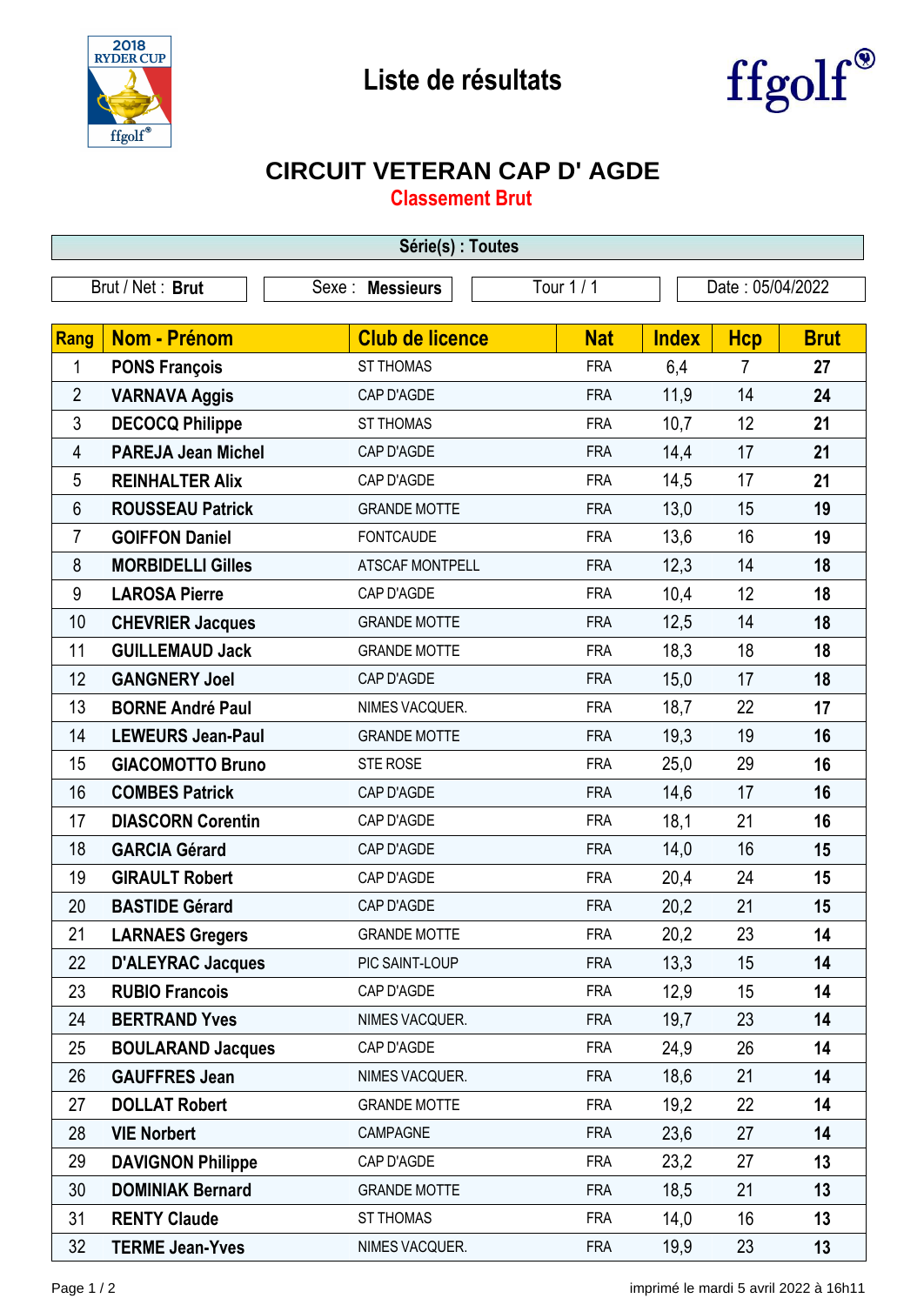Liste de résultats

# CIRCUIT VETERAN CAP D' AGDE

## Classement Brut

**Série(s) : Toutes**

Brut / Net : **Brut** | Sexe : **Messieurs** | Tour 1 / 1 | Date : 05/04/2022

| Rang | Nom - Prénom | Club de licence | Nat | Index | Hcp | Brut |
|---|---|---|---|---|---|---|
| 1 | **PONS François** | ST THOMAS | FRA | 6,4 | 7 | **27** |
| 2 | **VARNAVA Aggis** | CAP D'AGDE | FRA | 11,9 | 14 | **24** |
| 3 | **DECOCQ Philippe** | ST THOMAS | FRA | 10,7 | 12 | **21** |
| 4 | **PAREJA Jean Michel** | CAP D'AGDE | FRA | 14,4 | 17 | **21** |
| 5 | **REINHALTER Alix** | CAP D'AGDE | FRA | 14,5 | 17 | **21** |
| 6 | **ROUSSEAU Patrick** | GRANDE MOTTE | FRA | 13,0 | 15 | **19** |
| 7 | **GOIFFON Daniel** | FONTCAUDE | FRA | 13,6 | 16 | **19** |
| 8 | **MORBIDELLI Gilles** | ATSCAF MONTPELL | FRA | 12,3 | 14 | **18** |
| 9 | **LAROSA Pierre** | CAP D'AGDE | FRA | 10,4 | 12 | **18** |
| 10 | **CHEVRIER Jacques** | GRANDE MOTTE | FRA | 12,5 | 14 | **18** |
| 11 | **GUILLEMAUD Jack** | GRANDE MOTTE | FRA | 18,3 | 18 | **18** |
| 12 | **GANGNERY Joel** | CAP D'AGDE | FRA | 15,0 | 17 | **18** |
| 13 | **BORNE André Paul** | NIMES VACQUER. | FRA | 18,7 | 22 | **17** |
| 14 | **LEWEURS Jean-Paul** | GRANDE MOTTE | FRA | 19,3 | 19 | **16** |
| 15 | **GIACOMOTTO Bruno** | STE ROSE | FRA | 25,0 | 29 | **16** |
| 16 | **COMBES Patrick** | CAP D'AGDE | FRA | 14,6 | 17 | **16** |
| 17 | **DIASCORN Corentin** | CAP D'AGDE | FRA | 18,1 | 21 | **16** |
| 18 | **GARCIA Gérard** | CAP D'AGDE | FRA | 14,0 | 16 | **15** |
| 19 | **GIRAULT Robert** | CAP D'AGDE | FRA | 20,4 | 24 | **15** |
| 20 | **BASTIDE Gérard** | CAP D'AGDE | FRA | 20,2 | 21 | **15** |
| 21 | **LARNAES Gregers** | GRANDE MOTTE | FRA | 20,2 | 23 | **14** |
| 22 | **D'ALEYRAC Jacques** | PIC SAINT-LOUP | FRA | 13,3 | 15 | **14** |
| 23 | **RUBIO Francois** | CAP D'AGDE | FRA | 12,9 | 15 | **14** |
| 24 | **BERTRAND Yves** | NIMES VACQUER. | FRA | 19,7 | 23 | **14** |
| 25 | **BOULARAND Jacques** | CAP D'AGDE | FRA | 24,9 | 26 | **14** |
| 26 | **GAUFFRES Jean** | NIMES VACQUER. | FRA | 18,6 | 21 | **14** |
| 27 | **DOLLAT Robert** | GRANDE MOTTE | FRA | 19,2 | 22 | **14** |
| 28 | **VIE Norbert** | CAMPAGNE | FRA | 23,6 | 27 | **14** |
| 29 | **DAVIGNON Philippe** | CAP D'AGDE | FRA | 23,2 | 27 | **13** |
| 30 | **DOMINIAK Bernard** | GRANDE MOTTE | FRA | 18,5 | 21 | **13** |
| 31 | **RENTY Claude** | ST THOMAS | FRA | 14,0 | 16 | **13** |
| 32 | **TERME Jean-Yves** | NIMES VACQUER. | FRA | 19,9 | 23 | **13** |

imprimé le mardi 5 avril 2022 à 16h11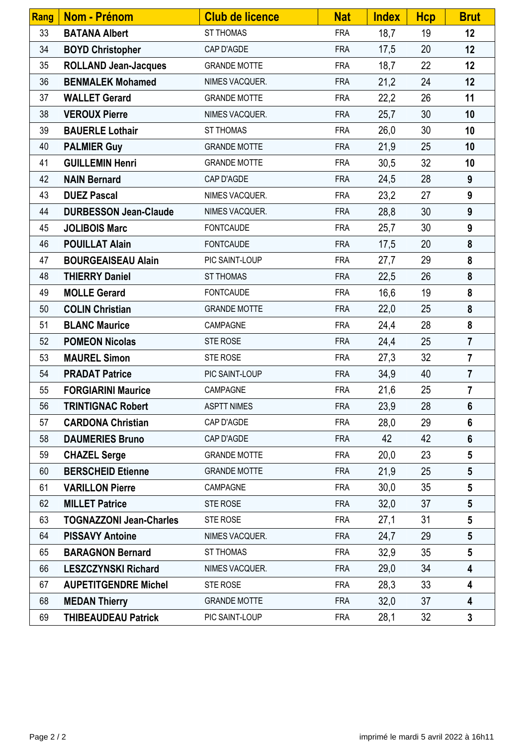| Rang | Nom - Prénom | Club de licence | Nat | Index | Hcp | Brut |
|---|---|---|---|---|---|---|
| 33 | **BATANA Albert** | ST THOMAS | FRA | 18,7 | 19 | **12** |
| 34 | **BOYD Christopher** | CAP D'AGDE | FRA | 17,5 | 20 | **12** |
| 35 | **ROLLAND Jean-Jacques** | GRANDE MOTTE | FRA | 18,7 | 22 | **12** |
| 36 | **BENMALEK Mohamed** | NIMES VACQUER. | FRA | 21,2 | 24 | **12** |
| 37 | **WALLET Gerard** | GRANDE MOTTE | FRA | 22,2 | 26 | **11** |
| 38 | **VEROUX Pierre** | NIMES VACQUER. | FRA | 25,7 | 30 | **10** |
| 39 | **BAUERLE Lothair** | ST THOMAS | FRA | 26,0 | 30 | **10** |
| 40 | **PALMIER Guy** | GRANDE MOTTE | FRA | 21,9 | 25 | **10** |
| 41 | **GUILLEMIN Henri** | GRANDE MOTTE | FRA | 30,5 | 32 | **10** |
| 42 | **NAIN Bernard** | CAP D'AGDE | FRA | 24,5 | 28 | **9** |
| 43 | **DUEZ Pascal** | NIMES VACQUER. | FRA | 23,2 | 27 | **9** |
| 44 | **DURBESSON Jean-Claude** | NIMES VACQUER. | FRA | 28,8 | 30 | **9** |
| 45 | **JOLIBOIS Marc** | FONTCAUDE | FRA | 25,7 | 30 | **9** |
| 46 | **POUILLAT Alain** | FONTCAUDE | FRA | 17,5 | 20 | **8** |
| 47 | **BOURGEAISEAU Alain** | PIC SAINT-LOUP | FRA | 27,7 | 29 | **8** |
| 48 | **THIERRY Daniel** | ST THOMAS | FRA | 22,5 | 26 | **8** |
| 49 | **MOLLE Gerard** | FONTCAUDE | FRA | 16,6 | 19 | **8** |
| 50 | **COLIN Christian** | GRANDE MOTTE | FRA | 22,0 | 25 | **8** |
| 51 | **BLANC Maurice** | CAMPAGNE | FRA | 24,4 | 28 | **8** |
| 52 | **POMEON Nicolas** | STE ROSE | FRA | 24,4 | 25 | **7** |
| 53 | **MAUREL Simon** | STE ROSE | FRA | 27,3 | 32 | **7** |
| 54 | **PRADAT Patrice** | PIC SAINT-LOUP | FRA | 34,9 | 40 | **7** |
| 55 | **FORGIARINI Maurice** | CAMPAGNE | FRA | 21,6 | 25 | **7** |
| 56 | **TRINTIGNAC Robert** | ASPTT NIMES | FRA | 23,9 | 28 | **6** |
| 57 | **CARDONA Christian** | CAP D'AGDE | FRA | 28,0 | 29 | **6** |
| 58 | **DAUMERIES Bruno** | CAP D'AGDE | FRA | 42 | 42 | **6** |
| 59 | **CHAZEL Serge** | GRANDE MOTTE | FRA | 20,0 | 23 | **5** |
| 60 | **BERSCHEID Etienne** | GRANDE MOTTE | FRA | 21,9 | 25 | **5** |
| 61 | **VARILLON Pierre** | CAMPAGNE | FRA | 30,0 | 35 | **5** |
| 62 | **MILLET Patrice** | STE ROSE | FRA | 32,0 | 37 | **5** |
| 63 | **TOGNAZZONI Jean-Charles** | STE ROSE | FRA | 27,1 | 31 | **5** |
| 64 | **PISSAVY Antoine** | NIMES VACQUER. | FRA | 24,7 | 29 | **5** |
| 65 | **BARAGNON Bernard** | ST THOMAS | FRA | 32,9 | 35 | **5** |
| 66 | **LESZCZYNSKI Richard** | NIMES VACQUER. | FRA | 29,0 | 34 | **4** |
| 67 | **AUPETITGENDRE Michel** | STE ROSE | FRA | 28,3 | 33 | **4** |
| 68 | **MEDAN Thierry** | GRANDE MOTTE | FRA | 32,0 | 37 | **4** |
| 69 | **THIBEAUDEAU Patrick** | PIC SAINT-LOUP | FRA | 28,1 | 32 | **3** |

imprimé le mardi 5 avril 2022 à 16h11